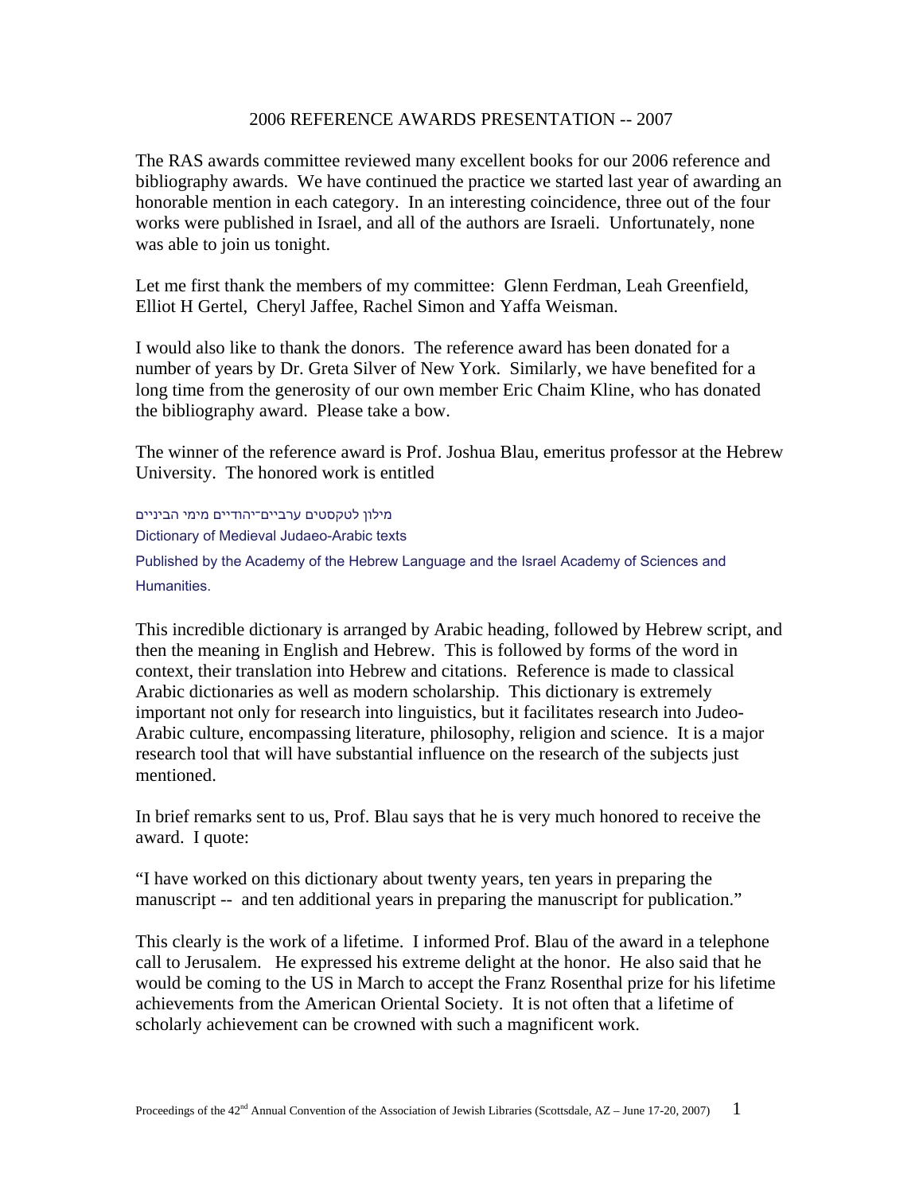# 2006 REFERENCE AWARDS PRESENTATION -- 2007

The RAS awards committee reviewed many excellent books for our 2006 reference and bibliography awards. We have continued the practice we started last year of awarding an honorable mention in each category. In an interesting coincidence, three out of the four works were published in Israel, and all of the authors are Israeli. Unfortunately, none was able to join us tonight.

Let me first thank the members of my committee: Glenn Ferdman, Leah Greenfield, Elliot H Gertel, Cheryl Jaffee, Rachel Simon and Yaffa Weisman.

I would also like to thank the donors. The reference award has been donated for a number of years by Dr. Greta Silver of New York. Similarly, we have benefited for a long time from the generosity of our own member Eric Chaim Kline, who has donated the bibliography award. Please take a bow.

The winner of the reference award is Prof. Joshua Blau, emeritus professor at the Hebrew University. The honored work is entitled

מילון לטקסטים ערביים־יהודיים מימי הביניים

Dictionary of Medieval Judaeo-Arabic texts

Published by the Academy of the Hebrew Language and the Israel Academy of Sciences and Humanities.

This incredible dictionary is arranged by Arabic heading, followed by Hebrew script, and then the meaning in English and Hebrew. This is followed by forms of the word in context, their translation into Hebrew and citations. Reference is made to classical Arabic dictionaries as well as modern scholarship. This dictionary is extremely important not only for research into linguistics, but it facilitates research into Judeo-Arabic culture, encompassing literature, philosophy, religion and science. It is a major research tool that will have substantial influence on the research of the subjects just mentioned.

In brief remarks sent to us, Prof. Blau says that he is very much honored to receive the award. I quote:

"I have worked on this dictionary about twenty years, ten years in preparing the manuscript -- and ten additional years in preparing the manuscript for publication."

This clearly is the work of a lifetime. I informed Prof. Blau of the award in a telephone call to Jerusalem. He expressed his extreme delight at the honor. He also said that he would be coming to the US in March to accept the Franz Rosenthal prize for his lifetime achievements from the American Oriental Society. It is not often that a lifetime of scholarly achievement can be crowned with such a magnificent work.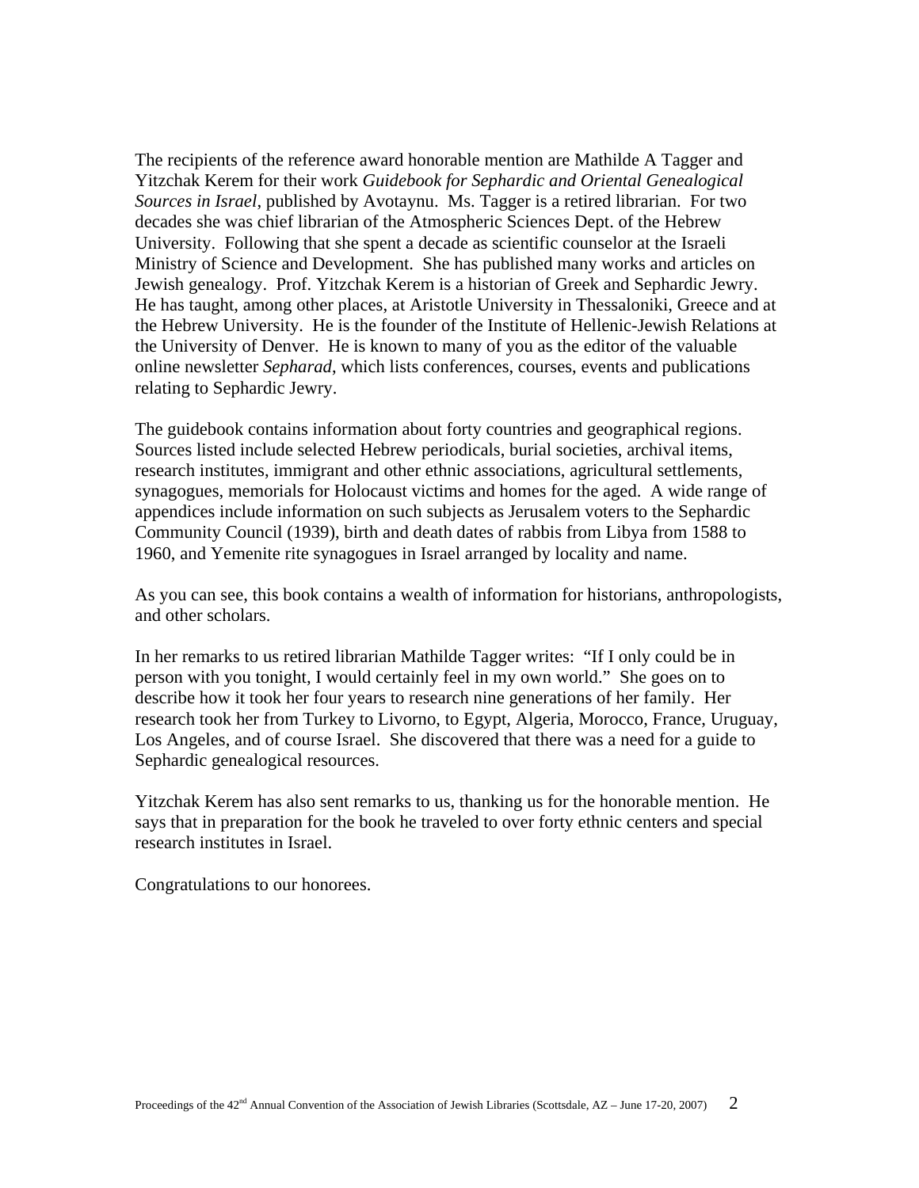The recipients of the reference award honorable mention are Mathilde A Tagger and Yitzchak Kerem for their work *Guidebook for Sephardic and Oriental Genealogical Sources in Israel*, published by Avotaynu. Ms. Tagger is a retired librarian. For two decades she was chief librarian of the Atmospheric Sciences Dept. of the Hebrew University. Following that she spent a decade as scientific counselor at the Israeli Ministry of Science and Development. She has published many works and articles on Jewish genealogy. Prof. Yitzchak Kerem is a historian of Greek and Sephardic Jewry. He has taught, among other places, at Aristotle University in Thessaloniki, Greece and at the Hebrew University. He is the founder of the Institute of Hellenic-Jewish Relations at the University of Denver. He is known to many of you as the editor of the valuable online newsletter *Sepharad*, which lists conferences, courses, events and publications relating to Sephardic Jewry.

The guidebook contains information about forty countries and geographical regions. Sources listed include selected Hebrew periodicals, burial societies, archival items, research institutes, immigrant and other ethnic associations, agricultural settlements, synagogues, memorials for Holocaust victims and homes for the aged. A wide range of appendices include information on such subjects as Jerusalem voters to the Sephardic Community Council (1939), birth and death dates of rabbis from Libya from 1588 to 1960, and Yemenite rite synagogues in Israel arranged by locality and name.

As you can see, this book contains a wealth of information for historians, anthropologists, and other scholars.

In her remarks to us retired librarian Mathilde Tagger writes: "If I only could be in person with you tonight, I would certainly feel in my own world." She goes on to describe how it took her four years to research nine generations of her family. Her research took her from Turkey to Livorno, to Egypt, Algeria, Morocco, France, Uruguay, Los Angeles, and of course Israel. She discovered that there was a need for a guide to Sephardic genealogical resources.

Yitzchak Kerem has also sent remarks to us, thanking us for the honorable mention. He says that in preparation for the book he traveled to over forty ethnic centers and special research institutes in Israel.

Congratulations to our honorees.